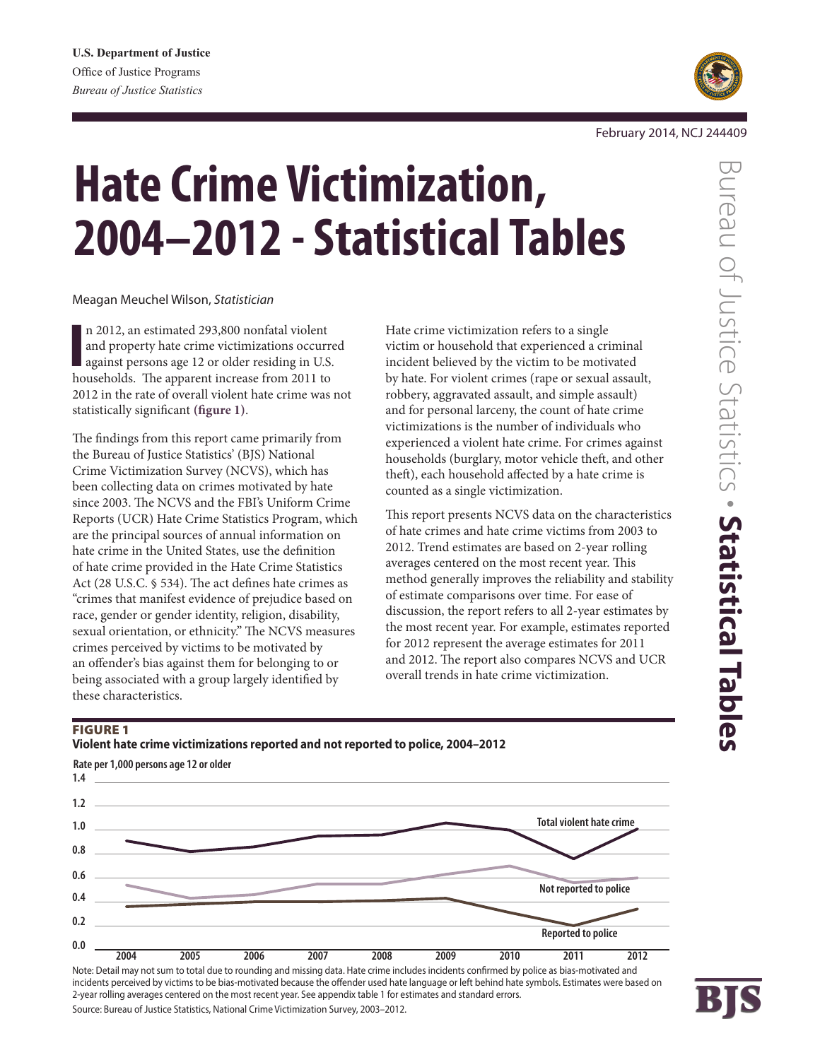U.S. Department of Justice
Office of Justice Programs
*Bureau of Justice Statistics*

February 2014, NCJ 244409

# Hate Crime Victimization, 2004–2012 - Statistical Tables

Meagan Meuchel Wilson, *Statistician*

In 2012, an estimated 293,800 nonfatal violent and property hate crime victimizations occurred against persons age 12 or older residing in U.S. households. The apparent increase from 2011 to 2012 in the rate of overall violent hate crime was not statistically significant (**figure 1**).

The findings from this report came primarily from the Bureau of Justice Statistics' (BJS) National Crime Victimization Survey (NCVS), which has been collecting data on crimes motivated by hate since 2003. The NCVS and the FBI's Uniform Crime Reports (UCR) Hate Crime Statistics Program, which are the principal sources of annual information on hate crime in the United States, use the definition of hate crime provided in the Hate Crime Statistics Act (28 U.S.C. § 534). The act defines hate crimes as "crimes that manifest evidence of prejudice based on race, gender or gender identity, religion, disability, sexual orientation, or ethnicity." The NCVS measures crimes perceived by victims to be motivated by an offender's bias against them for belonging to or being associated with a group largely identified by these characteristics.

Hate crime victimization refers to a single victim or household that experienced a criminal incident believed by the victim to be motivated by hate. For violent crimes (rape or sexual assault, robbery, aggravated assault, and simple assault) and for personal larceny, the count of hate crime victimizations is the number of individuals who experienced a violent hate crime. For crimes against households (burglary, motor vehicle theft, and other theft), each household affected by a hate crime is counted as a single victimization.

This report presents NCVS data on the characteristics of hate crimes and hate crime victims from 2003 to 2012. Trend estimates are based on 2-year rolling averages centered on the most recent year. This method generally improves the reliability and stability of estimate comparisons over time. For ease of discussion, the report refers to all 2-year estimates by the most recent year. For example, estimates reported for 2012 represent the average estimates for 2011 and 2012. The report also compares NCVS and UCR overall trends in hate crime victimization.

**FIGURE 1**
**Violent hate crime victimizations reported and not reported to police, 2004–2012**

Note: Detail may not sum to total due to rounding and missing data. Hate crime includes incidents confirmed by police as bias-motivated and incidents perceived by victims to be bias-motivated because the offender used hate language or left behind hate symbols. Estimates were based on 2-year rolling averages centered on the most recent year. See appendix table 1 for estimates and standard errors.

Source: Bureau of Justice Statistics, National Crime Victimization Survey, 2003–2012.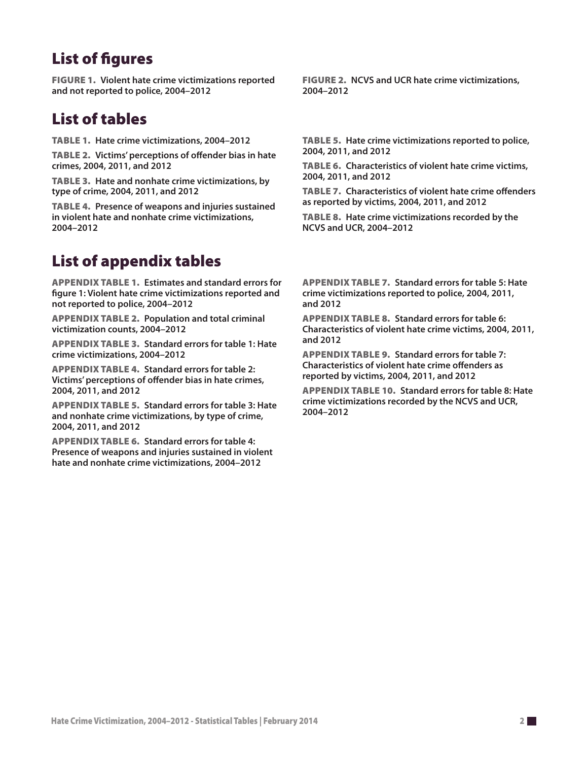## List of figures

**FIGURE 1.** **Violent hate crime victimizations reported and not reported to police, 2004–2012**

**FIGURE 2.** **NCVS and UCR hate crime victimizations, 2004–2012**

## List of tables

**TABLE 1.** **Hate crime victimizations, 2004–2012**

**TABLE 2.** **Victims' perceptions of offender bias in hate crimes, 2004, 2011, and 2012**

**TABLE 3.** **Hate and nonhate crime victimizations, by type of crime, 2004, 2011, and 2012**

**TABLE 4.** **Presence of weapons and injuries sustained in violent hate and nonhate crime victimizations, 2004–2012**

**TABLE 5.** **Hate crime victimizations reported to police, 2004, 2011, and 2012**

**TABLE 6.** **Characteristics of violent hate crime victims, 2004, 2011, and 2012**

**TABLE 7.** **Characteristics of violent hate crime offenders as reported by victims, 2004, 2011, and 2012**

**TABLE 8.** **Hate crime victimizations recorded by the NCVS and UCR, 2004–2012**

## List of appendix tables

**APPENDIX TABLE 1.** **Estimates and standard errors for figure 1: Violent hate crime victimizations reported and not reported to police, 2004–2012**

**APPENDIX TABLE 2.** **Population and total criminal victimization counts, 2004–2012**

**APPENDIX TABLE 3.** **Standard errors for table 1: Hate crime victimizations, 2004–2012**

**APPENDIX TABLE 4.** **Standard errors for table 2: Victims' perceptions of offender bias in hate crimes, 2004, 2011, and 2012**

**APPENDIX TABLE 5.** **Standard errors for table 3: Hate and nonhate crime victimizations, by type of crime, 2004, 2011, and 2012**

**APPENDIX TABLE 6.** **Standard errors for table 4: Presence of weapons and injuries sustained in violent hate and nonhate crime victimizations, 2004–2012**

**APPENDIX TABLE 7.** **Standard errors for table 5: Hate crime victimizations reported to police, 2004, 2011, and 2012**

**APPENDIX TABLE 8.** **Standard errors for table 6: Characteristics of violent hate crime victims, 2004, 2011, and 2012**

**APPENDIX TABLE 9.** **Standard errors for table 7: Characteristics of violent hate crime offenders as reported by victims, 2004, 2011, and 2012**

**APPENDIX TABLE 10.** **Standard errors for table 8: Hate crime victimizations recorded by the NCVS and UCR, 2004–2012**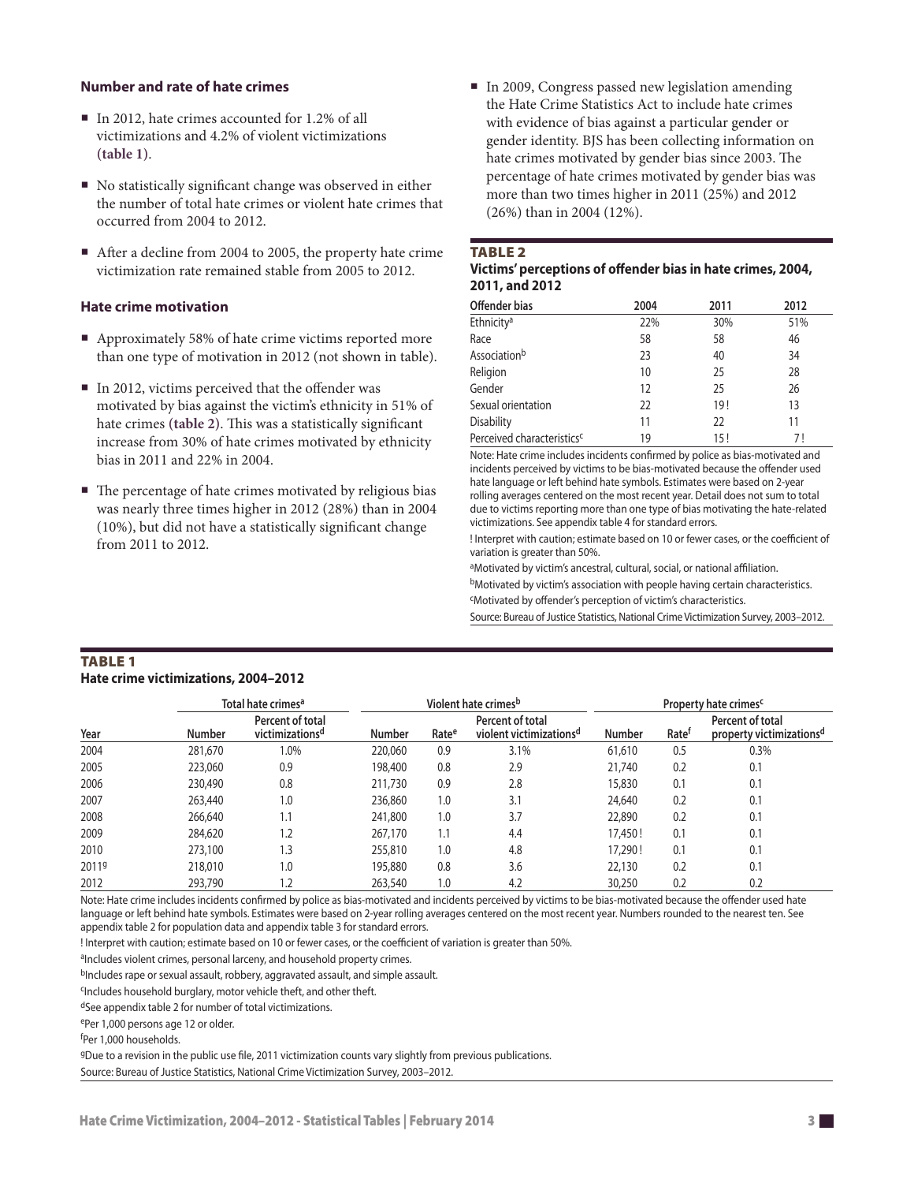## Number and rate of hate crimes

- In 2012, hate crimes accounted for 1.2% of all victimizations and 4.2% of violent victimizations **(table 1)**.
- No statistically significant change was observed in either the number of total hate crimes or violent hate crimes that occurred from 2004 to 2012.
- After a decline from 2004 to 2005, the property hate crime victimization rate remained stable from 2005 to 2012.

## Hate crime motivation

- Approximately 58% of hate crime victims reported more than one type of motivation in 2012 (not shown in table).
- In 2012, victims perceived that the offender was motivated by bias against the victim's ethnicity in 51% of hate crimes **(table 2)**. This was a statistically significant increase from 30% of hate crimes motivated by ethnicity bias in 2011 and 22% in 2004.
- The percentage of hate crimes motivated by religious bias was nearly three times higher in 2012 (28%) than in 2004 (10%), but did not have a statistically significant change from 2011 to 2012.
- In 2009, Congress passed new legislation amending the Hate Crime Statistics Act to include hate crimes with evidence of bias against a particular gender or gender identity. BJS has been collecting information on hate crimes motivated by gender bias since 2003. The percentage of hate crimes motivated by gender bias was more than two times higher in 2011 (25%) and 2012 (26%) than in 2004 (12%).

**TABLE 2**
**Victims' perceptions of offender bias in hate crimes, 2004, 2011, and 2012**

| Offender bias | 2004 | 2011 | 2012 |
|---|---|---|---|
| Ethnicity[a] | 22% | 30% | 51% |
| Race | 58 | 58 | 46 |
| Association[b] | 23 | 40 | 34 |
| Religion | 10 | 25 | 28 |
| Gender | 12 | 25 | 26 |
| Sexual orientation | 22 | 19 ! | 13 |
| Disability | 11 | 22 | 11 |
| Perceived characteristics[c] | 19 | 15 ! | 7 ! |

Note: Hate crime includes incidents confirmed by police as bias-motivated and incidents perceived by victims to be bias-motivated because the offender used hate language or left behind hate symbols. Estimates were based on 2-year rolling averages centered on the most recent year. Detail does not sum to total due to victims reporting more than one type of bias motivating the hate-related victimizations. See appendix table 4 for standard errors.

! Interpret with caution; estimate based on 10 or fewer cases, or the coefficient of variation is greater than 50%.

[a]Motivated by victim's ancestral, cultural, social, or national affiliation.

[b]Motivated by victim's association with people having certain characteristics.

[c]Motivated by offender's perception of victim's characteristics.

Source: Bureau of Justice Statistics, National Crime Victimization Survey, 2003–2012.

**TABLE 1**
**Hate crime victimizations, 2004–2012**

| | Total hate crimes[a] | | Violent hate crimes[b] | | | Property hate crimes[c] | | |
|---|---|---|---|---|---|---|---|---|
| Year | Number | Percent of total victimizations[d] | Number | Rate[e] | Percent of total violent victimizations[d] | Number | Rate[f] | Percent of total property victimizations[d] |
| 2004 | 281,670 | 1.0% | 220,060 | 0.9 | 3.1% | 61,610 | 0.5 | 0.3% |
| 2005 | 223,060 | 0.9 | 198,400 | 0.8 | 2.9 | 21,740 | 0.2 | 0.1 |
| 2006 | 230,490 | 0.8 | 211,730 | 0.9 | 2.8 | 15,830 | 0.1 | 0.1 |
| 2007 | 263,440 | 1.0 | 236,860 | 1.0 | 3.1 | 24,640 | 0.2 | 0.1 |
| 2008 | 266,640 | 1.1 | 241,800 | 1.0 | 3.7 | 22,890 | 0.2 | 0.1 |
| 2009 | 284,620 | 1.2 | 267,170 | 1.1 | 4.4 | 17,450 ! | 0.1 | 0.1 |
| 2010 | 273,100 | 1.3 | 255,810 | 1.0 | 4.8 | 17,290 ! | 0.1 | 0.1 |
| 2011[g] | 218,010 | 1.0 | 195,880 | 0.8 | 3.6 | 22,130 | 0.2 | 0.1 |
| 2012 | 293,790 | 1.2 | 263,540 | 1.0 | 4.2 | 30,250 | 0.2 | 0.2 |

Note: Hate crime includes incidents confirmed by police as bias-motivated and incidents perceived by victims to be bias-motivated because the offender used hate language or left behind hate symbols. Estimates were based on 2-year rolling averages centered on the most recent year. Numbers rounded to the nearest ten. See appendix table 2 for population data and appendix table 3 for standard errors.

! Interpret with caution; estimate based on 10 or fewer cases, or the coefficient of variation is greater than 50%.

[a]Includes violent crimes, personal larceny, and household property crimes.

[b]Includes rape or sexual assault, robbery, aggravated assault, and simple assault.

[c]Includes household burglary, motor vehicle theft, and other theft.

[d]See appendix table 2 for number of total victimizations.

[e]Per 1,000 persons age 12 or older.

[f]Per 1,000 households.

[g]Due to a revision in the public use file, 2011 victimization counts vary slightly from previous publications.

Source: Bureau of Justice Statistics, National Crime Victimization Survey, 2003–2012.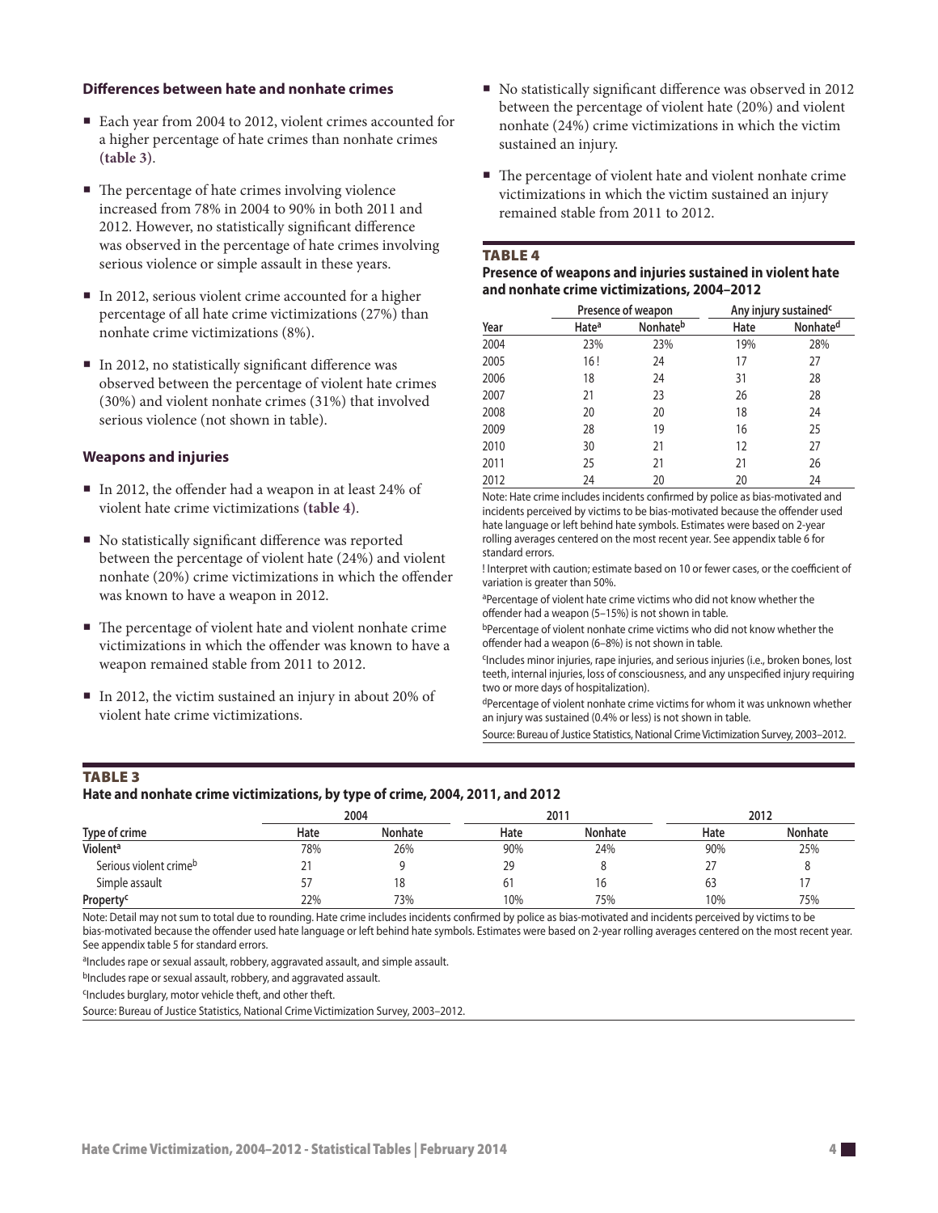### Differences between hate and nonhate crimes

- Each year from 2004 to 2012, violent crimes accounted for a higher percentage of hate crimes than nonhate crimes **(table 3)**.
- The percentage of hate crimes involving violence increased from 78% in 2004 to 90% in both 2011 and 2012. However, no statistically significant difference was observed in the percentage of hate crimes involving serious violence or simple assault in these years.
- In 2012, serious violent crime accounted for a higher percentage of all hate crime victimizations (27%) than nonhate crime victimizations (8%).
- In 2012, no statistically significant difference was observed between the percentage of violent hate crimes (30%) and violent nonhate crimes (31%) that involved serious violence (not shown in table).

### Weapons and injuries

- In 2012, the offender had a weapon in at least 24% of violent hate crime victimizations **(table 4)**.
- No statistically significant difference was reported between the percentage of violent hate (24%) and violent nonhate (20%) crime victimizations in which the offender was known to have a weapon in 2012.
- The percentage of violent hate and violent nonhate crime victimizations in which the offender was known to have a weapon remained stable from 2011 to 2012.
- In 2012, the victim sustained an injury in about 20% of violent hate crime victimizations.
- No statistically significant difference was observed in 2012 between the percentage of violent hate (20%) and violent nonhate (24%) crime victimizations in which the victim sustained an injury.
- The percentage of violent hate and violent nonhate crime victimizations in which the victim sustained an injury remained stable from 2011 to 2012.

**TABLE 4**
**Presence of weapons and injuries sustained in violent hate and nonhate crime victimizations, 2004–2012**

| | Presence of weapon | | Any injury sustained[c] | |
|---|---|---|---|---|
| Year | Hate[a] | Nonhate[b] | Hate | Nonhate[d] |
| 2004 | 23% | 23% | 19% | 28% |
| 2005 | 16 ! | 24 | 17 | 27 |
| 2006 | 18 | 24 | 31 | 28 |
| 2007 | 21 | 23 | 26 | 28 |
| 2008 | 20 | 20 | 18 | 24 |
| 2009 | 28 | 19 | 16 | 25 |
| 2010 | 30 | 21 | 12 | 27 |
| 2011 | 25 | 21 | 21 | 26 |
| 2012 | 24 | 20 | 20 | 24 |

Note: Hate crime includes incidents confirmed by police as bias-motivated and incidents perceived by victims to be bias-motivated because the offender used hate language or left behind hate symbols. Estimates were based on 2-year rolling averages centered on the most recent year. See appendix table 6 for standard errors.

! Interpret with caution; estimate based on 10 or fewer cases, or the coefficient of variation is greater than 50%.

[a]Percentage of violent hate crime victims who did not know whether the offender had a weapon (5–15%) is not shown in table.

[b]Percentage of violent nonhate crime victims who did not know whether the offender had a weapon (6–8%) is not shown in table.

[c]Includes minor injuries, rape injuries, and serious injuries (i.e., broken bones, lost teeth, internal injuries, loss of consciousness, and any unspecified injury requiring two or more days of hospitalization).

[d]Percentage of violent nonhate crime victims for whom it was unknown whether an injury was sustained (0.4% or less) is not shown in table.

Source: Bureau of Justice Statistics, National Crime Victimization Survey, 2003–2012.

**TABLE 3**
**Hate and nonhate crime victimizations, by type of crime, 2004, 2011, and 2012**

| | 2004 | | 2011 | | 2012 | |
|---|---|---|---|---|---|---|
| Type of crime | Hate | Nonhate | Hate | Nonhate | Hate | Nonhate |
| **Violent[a]** | 78% | 26% | 90% | 24% | 90% | 25% |
| Serious violent crime[b] | 21 | 9 | 29 | 8 | 27 | 8 |
| Simple assault | 57 | 18 | 61 | 16 | 63 | 17 |
| **Property[c]** | 22% | 73% | 10% | 75% | 10% | 75% |

Note: Detail may not sum to total due to rounding. Hate crime includes incidents confirmed by police as bias-motivated and incidents perceived by victims to be bias-motivated because the offender used hate language or left behind hate symbols. Estimates were based on 2-year rolling averages centered on the most recent year. See appendix table 5 for standard errors.

[a]Includes rape or sexual assault, robbery, aggravated assault, and simple assault.

[b]Includes rape or sexual assault, robbery, and aggravated assault.

[c]Includes burglary, motor vehicle theft, and other theft.

Source: Bureau of Justice Statistics, National Crime Victimization Survey, 2003–2012.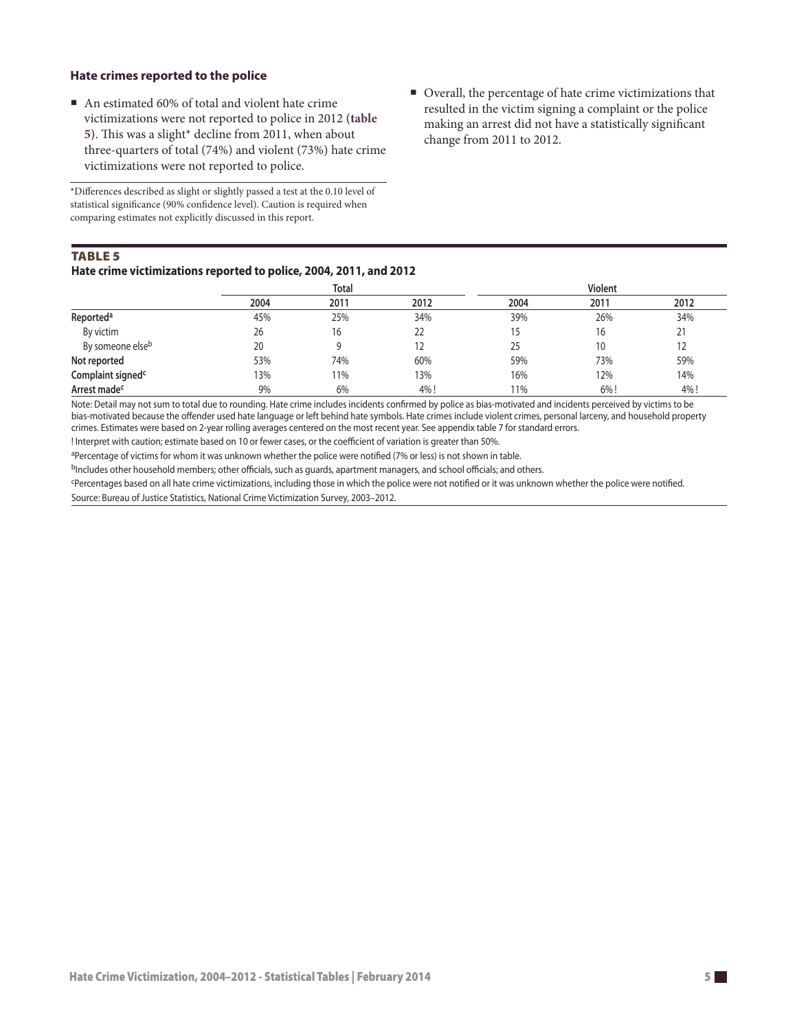### Hate crimes reported to the police

- An estimated 60% of total and violent hate crime victimizations were not reported to police in 2012 (**table 5**). This was a slight* decline from 2011, when about three-quarters of total (74%) and violent (73%) hate crime victimizations were not reported to police.

*Differences described as slight or slightly passed a test at the 0.10 level of statistical significance (90% confidence level). Caution is required when comparing estimates not explicitly discussed in this report.

- Overall, the percentage of hate crime victimizations that resulted in the victim signing a complaint or the police making an arrest did not have a statistically significant change from 2011 to 2012.

**TABLE 5**
**Hate crime victimizations reported to police, 2004, 2011, and 2012**

| | Total | | | Violent | | |
|---|---|---|---|---|---|---|
| | 2004 | 2011 | 2012 | 2004 | 2011 | 2012 |
| **Reported**[a] | 45% | 25% | 34% | 39% | 26% | 34% |
| By victim | 26 | 16 | 22 | 15 | 16 | 21 |
| By someone else[b] | 20 | 9 | 12 | 25 | 10 | 12 |
| **Not reported** | 53% | 74% | 60% | 59% | 73% | 59% |
| **Complaint signed**[c] | 13% | 11% | 13% | 16% | 12% | 14% |
| **Arrest made**[c] | 9% | 6% | 4% ! | 11% | 6% ! | 4% ! |

Note: Detail may not sum to total due to rounding. Hate crime includes incidents confirmed by police as bias-motivated and incidents perceived by victims to be bias-motivated because the offender used hate language or left behind hate symbols. Hate crimes include violent crimes, personal larceny, and household property crimes. Estimates were based on 2-year rolling averages centered on the most recent year. See appendix table 7 for standard errors.

! Interpret with caution; estimate based on 10 or fewer cases, or the coefficient of variation is greater than 50%.

[a]Percentage of victims for whom it was unknown whether the police were notified (7% or less) is not shown in table.

[b]Includes other household members; other officials, such as guards, apartment managers, and school officials; and others.

[c]Percentages based on all hate crime victimizations, including those in which the police were not notified or it was unknown whether the police were notified.

Source: Bureau of Justice Statistics, National Crime Victimization Survey, 2003–2012.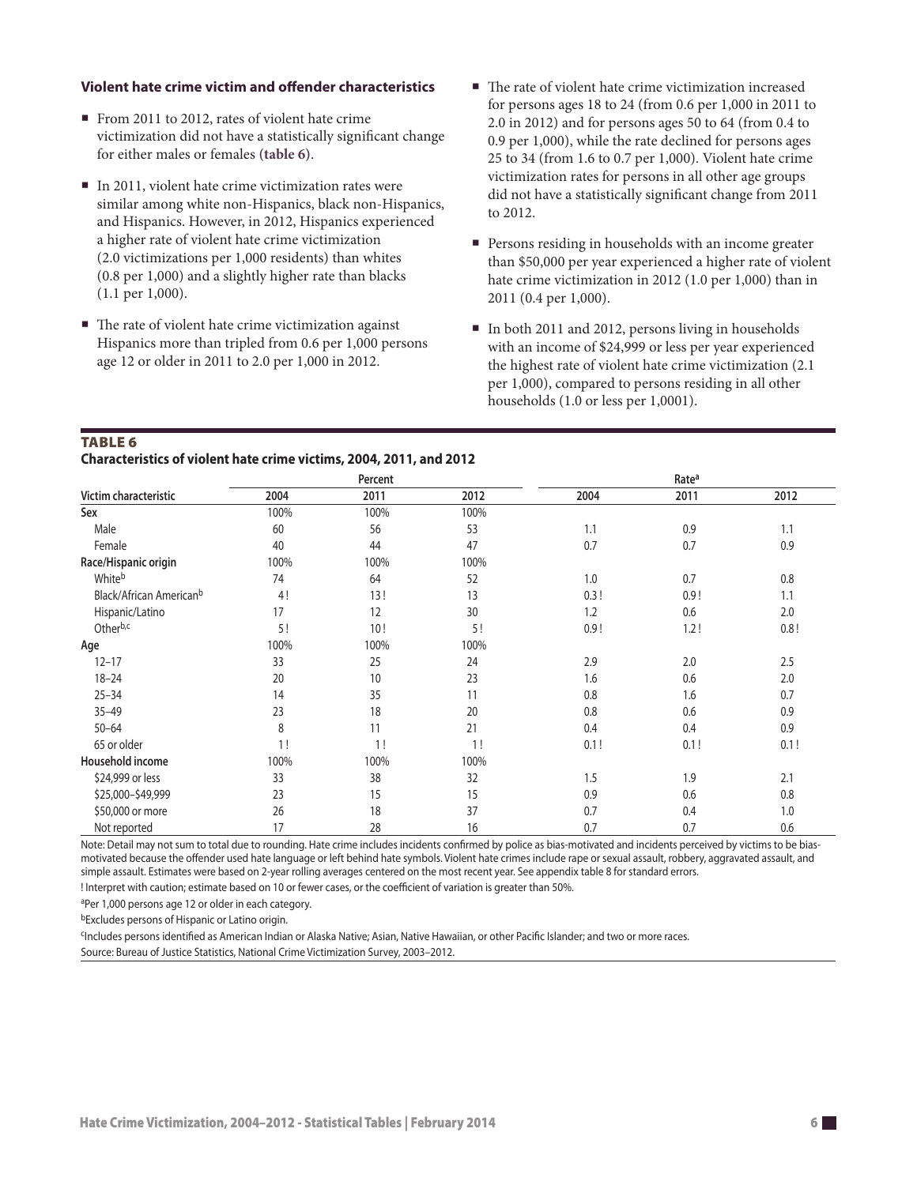### Violent hate crime victim and offender characteristics

- From 2011 to 2012, rates of violent hate crime victimization did not have a statistically significant change for either males or females **(table 6)**.
- In 2011, violent hate crime victimization rates were similar among white non-Hispanics, black non-Hispanics, and Hispanics. However, in 2012, Hispanics experienced a higher rate of violent hate crime victimization (2.0 victimizations per 1,000 residents) than whites (0.8 per 1,000) and a slightly higher rate than blacks (1.1 per 1,000).
- The rate of violent hate crime victimization against Hispanics more than tripled from 0.6 per 1,000 persons age 12 or older in 2011 to 2.0 per 1,000 in 2012.
- The rate of violent hate crime victimization increased for persons ages 18 to 24 (from 0.6 per 1,000 in 2011 to 2.0 in 2012) and for persons ages 50 to 64 (from 0.4 to 0.9 per 1,000), while the rate declined for persons ages 25 to 34 (from 1.6 to 0.7 per 1,000). Violent hate crime victimization rates for persons in all other age groups did not have a statistically significant change from 2011 to 2012.
- Persons residing in households with an income greater than $50,000 per year experienced a higher rate of violent hate crime victimization in 2012 (1.0 per 1,000) than in 2011 (0.4 per 1,000).
- In both 2011 and 2012, persons living in households with an income of $24,999 or less per year experienced the highest rate of violent hate crime victimization (2.1 per 1,000), compared to persons residing in all other households (1.0 or less per 1,0001).

**TABLE 6**
**Characteristics of violent hate crime victims, 2004, 2011, and 2012**

| | Percent | | | Rate[a] | | |
|---|---|---|---|---|---|---|
| Victim characteristic | 2004 | 2011 | 2012 | 2004 | 2011 | 2012 |
| **Sex** | 100% | 100% | 100% | | | |
| Male | 60 | 56 | 53 | 1.1 | 0.9 | 1.1 |
| Female | 40 | 44 | 47 | 0.7 | 0.7 | 0.9 |
| **Race/Hispanic origin** | 100% | 100% | 100% | | | |
| White[b] | 74 | 64 | 52 | 1.0 | 0.7 | 0.8 |
| Black/African American[b] | 4 ! | 13 ! | 13 | 0.3 ! | 0.9 ! | 1.1 |
| Hispanic/Latino | 17 | 12 | 30 | 1.2 | 0.6 | 2.0 |
| Other[b,c] | 5 ! | 10 ! | 5 ! | 0.9 ! | 1.2 ! | 0.8 ! |
| **Age** | 100% | 100% | 100% | | | |
| 12–17 | 33 | 25 | 24 | 2.9 | 2.0 | 2.5 |
| 18–24 | 20 | 10 | 23 | 1.6 | 0.6 | 2.0 |
| 25–34 | 14 | 35 | 11 | 0.8 | 1.6 | 0.7 |
| 35–49 | 23 | 18 | 20 | 0.8 | 0.6 | 0.9 |
| 50–64 | 8 | 11 | 21 | 0.4 | 0.4 | 0.9 |
| 65 or older | 1 ! | 1 ! | 1 ! | 0.1 ! | 0.1 ! | 0.1 ! |
| **Household income** | 100% | 100% | 100% | | | |
| $24,999 or less | 33 | 38 | 32 | 1.5 | 1.9 | 2.1 |
| $25,000–$49,999 | 23 | 15 | 15 | 0.9 | 0.6 | 0.8 |
| $50,000 or more | 26 | 18 | 37 | 0.7 | 0.4 | 1.0 |
| Not reported | 17 | 28 | 16 | 0.7 | 0.7 | 0.6 |

Note: Detail may not sum to total due to rounding. Hate crime includes incidents confirmed by police as bias-motivated and incidents perceived by victims to be bias-motivated because the offender used hate language or left behind hate symbols. Violent hate crimes include rape or sexual assault, robbery, aggravated assault, and simple assault. Estimates were based on 2-year rolling averages centered on the most recent year. See appendix table 8 for standard errors.

! Interpret with caution; estimate based on 10 or fewer cases, or the coefficient of variation is greater than 50%.

[a]Per 1,000 persons age 12 or older in each category.

[b]Excludes persons of Hispanic or Latino origin.

[c]Includes persons identified as American Indian or Alaska Native; Asian, Native Hawaiian, or other Pacific Islander; and two or more races.

Source: Bureau of Justice Statistics, National Crime Victimization Survey, 2003–2012.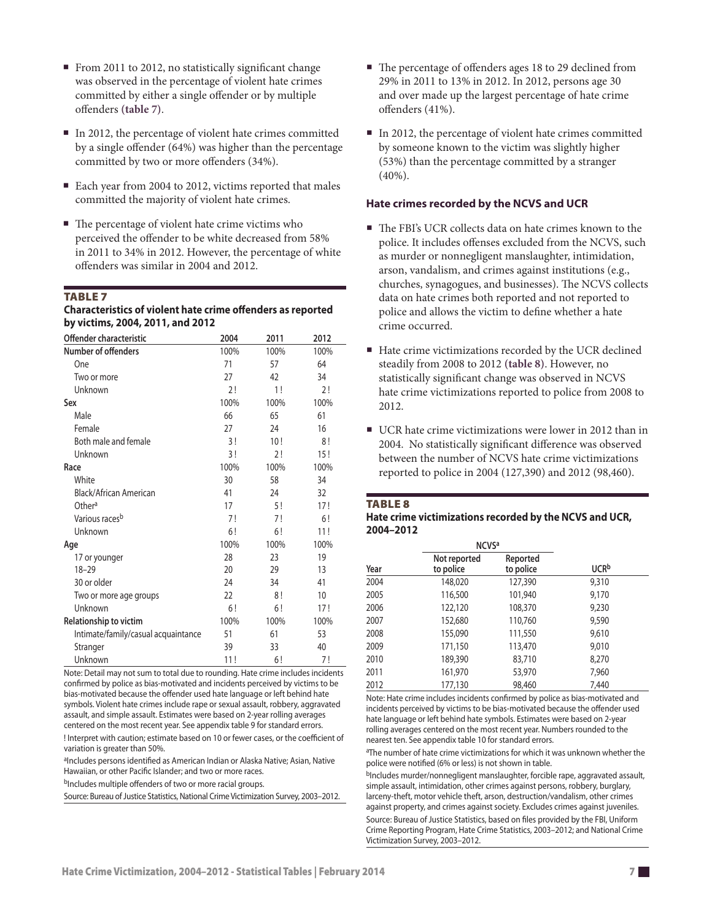- From 2011 to 2012, no statistically significant change was observed in the percentage of violent hate crimes committed by either a single offender or by multiple offenders **(table 7)**.
- In 2012, the percentage of violent hate crimes committed by a single offender (64%) was higher than the percentage committed by two or more offenders (34%).
- Each year from 2004 to 2012, victims reported that males committed the majority of violent hate crimes.
- The percentage of violent hate crime victims who perceived the offender to be white decreased from 58% in 2011 to 34% in 2012. However, the percentage of white offenders was similar in 2004 and 2012.

### TABLE 7
**Characteristics of violent hate crime offenders as reported by victims, 2004, 2011, and 2012**

| Offender characteristic | 2004 | 2011 | 2012 |
|---|---|---|---|
| **Number of offenders** | 100% | 100% | 100% |
| One | 71 | 57 | 64 |
| Two or more | 27 | 42 | 34 |
| Unknown | 2 ! | 1 ! | 2 ! |
| **Sex** | 100% | 100% | 100% |
| Male | 66 | 65 | 61 |
| Female | 27 | 24 | 16 |
| Both male and female | 3 ! | 10 ! | 8 ! |
| Unknown | 3 ! | 2 ! | 15 ! |
| **Race** | 100% | 100% | 100% |
| White | 30 | 58 | 34 |
| Black/African American | 41 | 24 | 32 |
| Other[a] | 17 | 5 ! | 17 ! |
| Various races[b] | 7 ! | 7 ! | 6 ! |
| Unknown | 6 ! | 6 ! | 11 ! |
| **Age** | 100% | 100% | 100% |
| 17 or younger | 28 | 23 | 19 |
| 18–29 | 20 | 29 | 13 |
| 30 or older | 24 | 34 | 41 |
| Two or more age groups | 22 | 8 ! | 10 |
| Unknown | 6 ! | 6 ! | 17 ! |
| **Relationship to victim** | 100% | 100% | 100% |
| Intimate/family/casual acquaintance | 51 | 61 | 53 |
| Stranger | 39 | 33 | 40 |
| Unknown | 11 ! | 6 ! | 7 ! |

Note: Detail may not sum to total due to rounding. Hate crime includes incidents confirmed by police as bias-motivated and incidents perceived by victims to be bias-motivated because the offender used hate language or left behind hate symbols. Violent hate crimes include rape or sexual assault, robbery, aggravated assault, and simple assault. Estimates were based on 2-year rolling averages centered on the most recent year. See appendix table 9 for standard errors.

! Interpret with caution; estimate based on 10 or fewer cases, or the coefficient of variation is greater than 50%.

[a]Includes persons identified as American Indian or Alaska Native; Asian, Native Hawaiian, or other Pacific Islander; and two or more races.

[b]Includes multiple offenders of two or more racial groups.

Source: Bureau of Justice Statistics, National Crime Victimization Survey, 2003–2012.

- The percentage of offenders ages 18 to 29 declined from 29% in 2011 to 13% in 2012. In 2012, persons age 30 and over made up the largest percentage of hate crime offenders (41%).
- In 2012, the percentage of violent hate crimes committed by someone known to the victim was slightly higher (53%) than the percentage committed by a stranger (40%).

### Hate crimes recorded by the NCVS and UCR

- The FBI's UCR collects data on hate crimes known to the police. It includes offenses excluded from the NCVS, such as murder or nonnegligent manslaughter, intimidation, arson, vandalism, and crimes against institutions (e.g., churches, synagogues, and businesses). The NCVS collects data on hate crimes both reported and not reported to police and allows the victim to define whether a hate crime occurred.
- Hate crime victimizations recorded by the UCR declined steadily from 2008 to 2012 **(table 8)**. However, no statistically significant change was observed in NCVS hate crime victimizations reported to police from 2008 to 2012.
- UCR hate crime victimizations were lower in 2012 than in 2004. No statistically significant difference was observed between the number of NCVS hate crime victimizations reported to police in 2004 (127,390) and 2012 (98,460).

### TABLE 8
**Hate crime victimizations recorded by the NCVS and UCR, 2004–2012**

| | NCVS[a] | | |
|---|---|---|---|
| Year | Not reported to police | Reported to police | UCR[b] |
| 2004 | 148,020 | 127,390 | 9,310 |
| 2005 | 116,500 | 101,940 | 9,170 |
| 2006 | 122,120 | 108,370 | 9,230 |
| 2007 | 152,680 | 110,760 | 9,590 |
| 2008 | 155,090 | 111,550 | 9,610 |
| 2009 | 171,150 | 113,470 | 9,010 |
| 2010 | 189,390 | 83,710 | 8,270 |
| 2011 | 161,970 | 53,970 | 7,960 |
| 2012 | 177,130 | 98,460 | 7,440 |

Note: Hate crime includes incidents confirmed by police as bias-motivated and incidents perceived by victims to be bias-motivated because the offender used hate language or left behind hate symbols. Estimates were based on 2-year rolling averages centered on the most recent year. Numbers rounded to the nearest ten. See appendix table 10 for standard errors.

[a]The number of hate crime victimizations for which it was unknown whether the police were notified (6% or less) is not shown in table.

[b]Includes murder/nonnegligent manslaughter, forcible rape, aggravated assault, simple assault, intimidation, other crimes against persons, robbery, burglary, larceny-theft, motor vehicle theft, arson, destruction/vandalism, other crimes against property, and crimes against society. Excludes crimes against juveniles.

Source: Bureau of Justice Statistics, based on files provided by the FBI, Uniform Crime Reporting Program, Hate Crime Statistics, 2003–2012; and National Crime Victimization Survey, 2003–2012.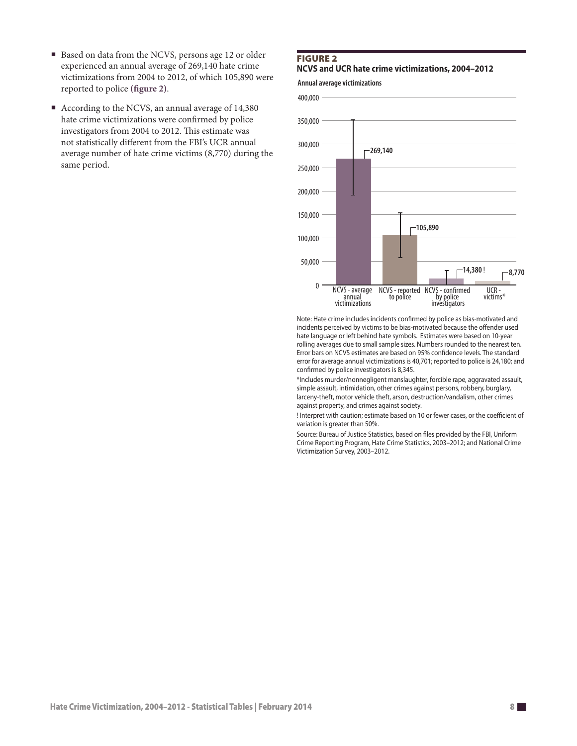- Based on data from the NCVS, persons age 12 or older experienced an annual average of 269,140 hate crime victimizations from 2004 to 2012, of which 105,890 were reported to police (**figure 2**).
- According to the NCVS, an annual average of 14,380 hate crime victimizations were confirmed by police investigators from 2004 to 2012. This estimate was not statistically different from the FBI's UCR annual average number of hate crime victims (8,770) during the same period.

### FIGURE 2
**NCVS and UCR hate crime victimizations, 2004–2012**

**Annual average victimizations**

| | Annual average victimizations |
|---|---|
| NCVS - average annual victimizations | 269,140 |
| NCVS - reported to police | 105,890 |
| NCVS - confirmed by police investigators | 14,380 ! |
| UCR - victims* | 8,770 |

Note: Hate crime includes incidents confirmed by police as bias-motivated and incidents perceived by victims to be bias-motivated because the offender used hate language or left behind hate symbols. Estimates were based on 10-year rolling averages due to small sample sizes. Numbers rounded to the nearest ten. Error bars on NCVS estimates are based on 95% confidence levels. The standard error for average annual victimizations is 40,701; reported to police is 24,180; and confirmed by police investigators is 8,345.

*Includes murder/nonnegligent manslaughter, forcible rape, aggravated assault, simple assault, intimidation, other crimes against persons, robbery, burglary, larceny-theft, motor vehicle theft, arson, destruction/vandalism, other crimes against property, and crimes against society.

! Interpret with caution; estimate based on 10 or fewer cases, or the coefficient of variation is greater than 50%.

Source: Bureau of Justice Statistics, based on files provided by the FBI, Uniform Crime Reporting Program, Hate Crime Statistics, 2003–2012; and National Crime Victimization Survey, 2003–2012.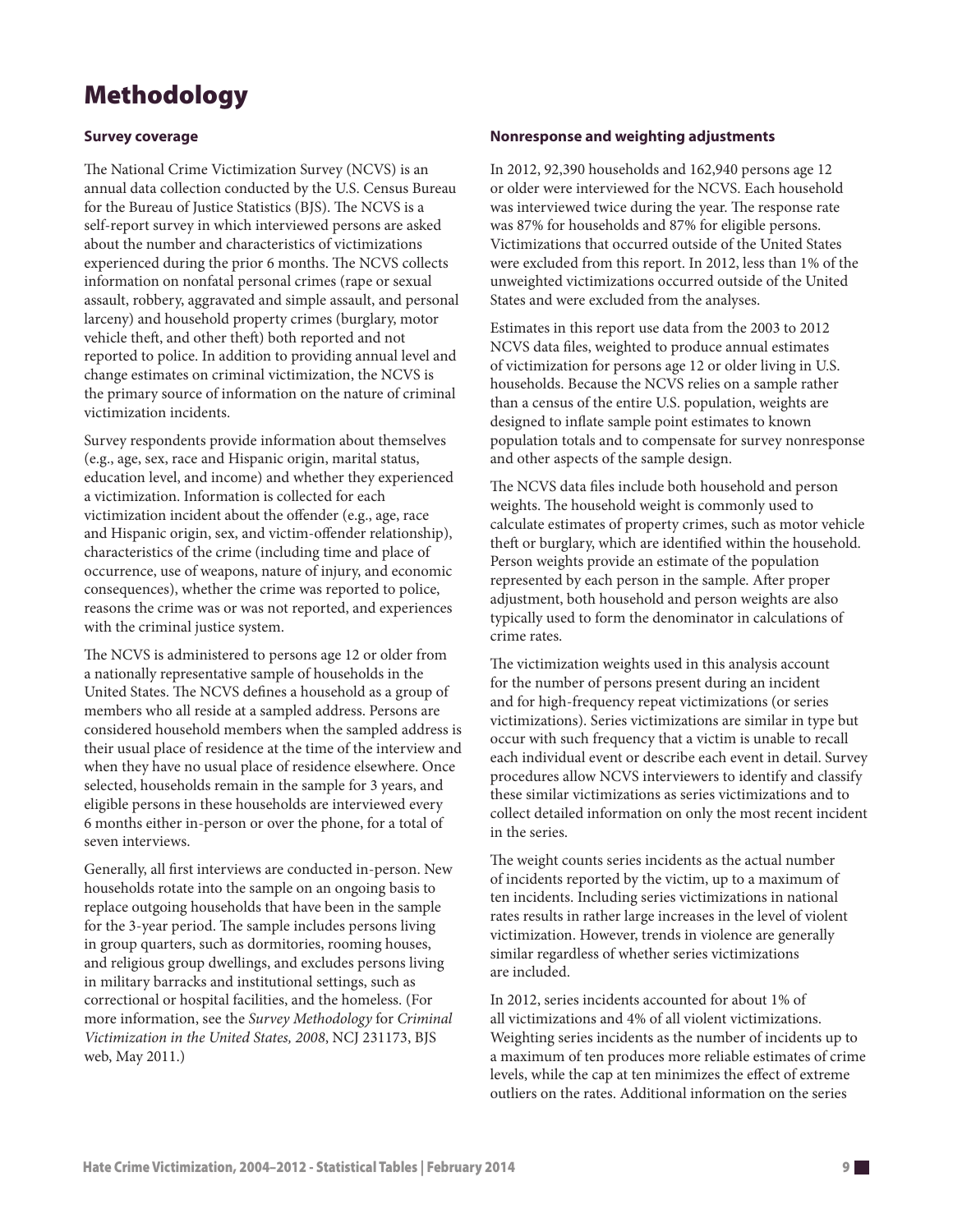# Methodology

### Survey coverage

The National Crime Victimization Survey (NCVS) is an annual data collection conducted by the U.S. Census Bureau for the Bureau of Justice Statistics (BJS). The NCVS is a self-report survey in which interviewed persons are asked about the number and characteristics of victimizations experienced during the prior 6 months. The NCVS collects information on nonfatal personal crimes (rape or sexual assault, robbery, aggravated and simple assault, and personal larceny) and household property crimes (burglary, motor vehicle theft, and other theft) both reported and not reported to police. In addition to providing annual level and change estimates on criminal victimization, the NCVS is the primary source of information on the nature of criminal victimization incidents.

Survey respondents provide information about themselves (e.g., age, sex, race and Hispanic origin, marital status, education level, and income) and whether they experienced a victimization. Information is collected for each victimization incident about the offender (e.g., age, race and Hispanic origin, sex, and victim-offender relationship), characteristics of the crime (including time and place of occurrence, use of weapons, nature of injury, and economic consequences), whether the crime was reported to police, reasons the crime was or was not reported, and experiences with the criminal justice system.

The NCVS is administered to persons age 12 or older from a nationally representative sample of households in the United States. The NCVS defines a household as a group of members who all reside at a sampled address. Persons are considered household members when the sampled address is their usual place of residence at the time of the interview and when they have no usual place of residence elsewhere. Once selected, households remain in the sample for 3 years, and eligible persons in these households are interviewed every 6 months either in-person or over the phone, for a total of seven interviews.

Generally, all first interviews are conducted in-person. New households rotate into the sample on an ongoing basis to replace outgoing households that have been in the sample for the 3-year period. The sample includes persons living in group quarters, such as dormitories, rooming houses, and religious group dwellings, and excludes persons living in military barracks and institutional settings, such as correctional or hospital facilities, and the homeless. (For more information, see the *Survey Methodology* for *Criminal Victimization in the United States, 2008*, NCJ 231173, BJS web, May 2011.)

### Nonresponse and weighting adjustments

In 2012, 92,390 households and 162,940 persons age 12 or older were interviewed for the NCVS. Each household was interviewed twice during the year. The response rate was 87% for households and 87% for eligible persons. Victimizations that occurred outside of the United States were excluded from this report. In 2012, less than 1% of the unweighted victimizations occurred outside of the United States and were excluded from the analyses.

Estimates in this report use data from the 2003 to 2012 NCVS data files, weighted to produce annual estimates of victimization for persons age 12 or older living in U.S. households. Because the NCVS relies on a sample rather than a census of the entire U.S. population, weights are designed to inflate sample point estimates to known population totals and to compensate for survey nonresponse and other aspects of the sample design.

The NCVS data files include both household and person weights. The household weight is commonly used to calculate estimates of property crimes, such as motor vehicle theft or burglary, which are identified within the household. Person weights provide an estimate of the population represented by each person in the sample. After proper adjustment, both household and person weights are also typically used to form the denominator in calculations of crime rates.

The victimization weights used in this analysis account for the number of persons present during an incident and for high-frequency repeat victimizations (or series victimizations). Series victimizations are similar in type but occur with such frequency that a victim is unable to recall each individual event or describe each event in detail. Survey procedures allow NCVS interviewers to identify and classify these similar victimizations as series victimizations and to collect detailed information on only the most recent incident in the series.

The weight counts series incidents as the actual number of incidents reported by the victim, up to a maximum of ten incidents. Including series victimizations in national rates results in rather large increases in the level of violent victimization. However, trends in violence are generally similar regardless of whether series victimizations are included.

In 2012, series incidents accounted for about 1% of all victimizations and 4% of all violent victimizations. Weighting series incidents as the number of incidents up to a maximum of ten produces more reliable estimates of crime levels, while the cap at ten minimizes the effect of extreme outliers on the rates. Additional information on the series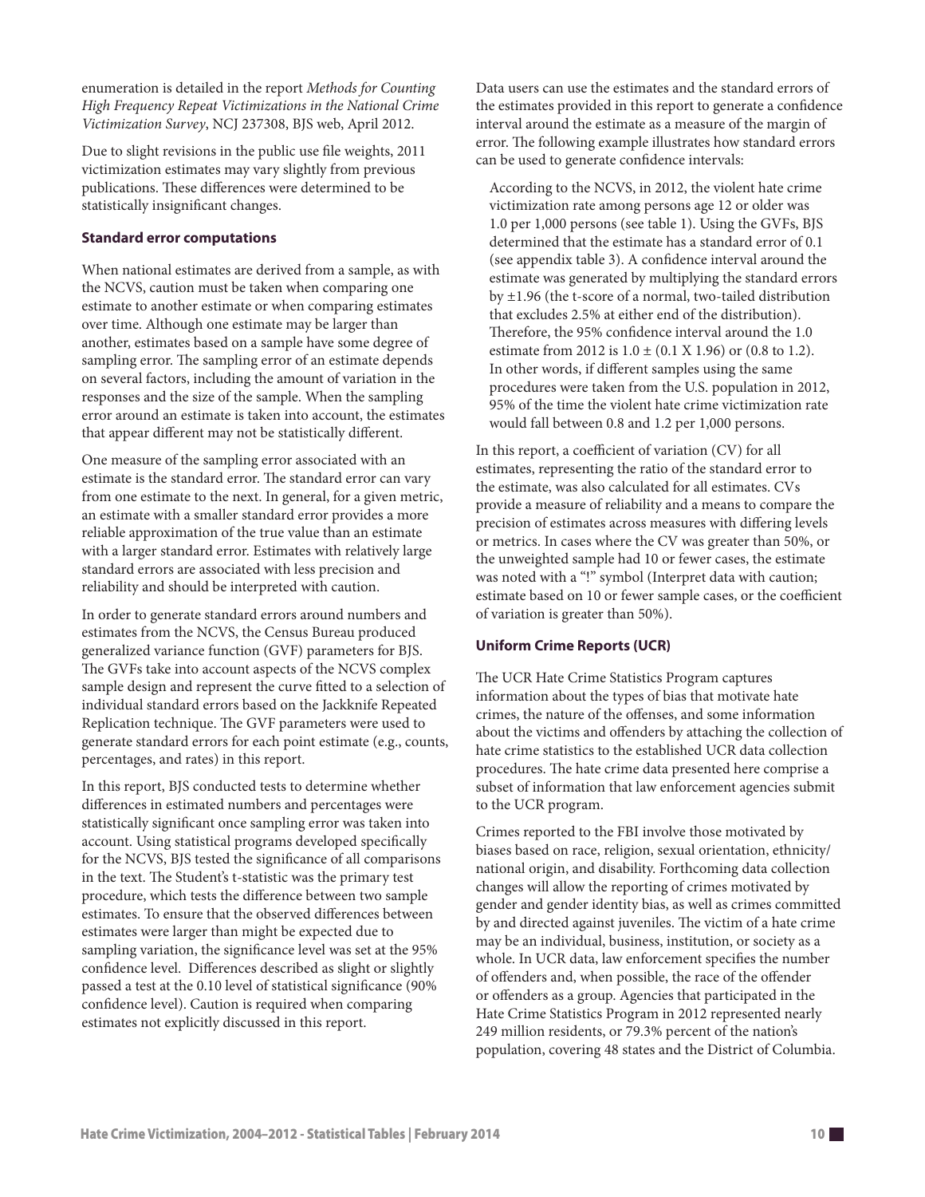enumeration is detailed in the report *Methods for Counting High Frequency Repeat Victimizations in the National Crime Victimization Survey*, NCJ 237308, BJS web, April 2012.

Due to slight revisions in the public use file weights, 2011 victimization estimates may vary slightly from previous publications. These differences were determined to be statistically insignificant changes.

**Standard error computations**

When national estimates are derived from a sample, as with the NCVS, caution must be taken when comparing one estimate to another estimate or when comparing estimates over time. Although one estimate may be larger than another, estimates based on a sample have some degree of sampling error. The sampling error of an estimate depends on several factors, including the amount of variation in the responses and the size of the sample. When the sampling error around an estimate is taken into account, the estimates that appear different may not be statistically different.

One measure of the sampling error associated with an estimate is the standard error. The standard error can vary from one estimate to the next. In general, for a given metric, an estimate with a smaller standard error provides a more reliable approximation of the true value than an estimate with a larger standard error. Estimates with relatively large standard errors are associated with less precision and reliability and should be interpreted with caution.

In order to generate standard errors around numbers and estimates from the NCVS, the Census Bureau produced generalized variance function (GVF) parameters for BJS. The GVFs take into account aspects of the NCVS complex sample design and represent the curve fitted to a selection of individual standard errors based on the Jackknife Repeated Replication technique. The GVF parameters were used to generate standard errors for each point estimate (e.g., counts, percentages, and rates) in this report.

In this report, BJS conducted tests to determine whether differences in estimated numbers and percentages were statistically significant once sampling error was taken into account. Using statistical programs developed specifically for the NCVS, BJS tested the significance of all comparisons in the text. The Student's t-statistic was the primary test procedure, which tests the difference between two sample estimates. To ensure that the observed differences between estimates were larger than might be expected due to sampling variation, the significance level was set at the 95% confidence level. Differences described as slight or slightly passed a test at the 0.10 level of statistical significance (90% confidence level). Caution is required when comparing estimates not explicitly discussed in this report.

Data users can use the estimates and the standard errors of the estimates provided in this report to generate a confidence interval around the estimate as a measure of the margin of error. The following example illustrates how standard errors can be used to generate confidence intervals:

> According to the NCVS, in 2012, the violent hate crime victimization rate among persons age 12 or older was 1.0 per 1,000 persons (see table 1). Using the GVFs, BJS determined that the estimate has a standard error of 0.1 (see appendix table 3). A confidence interval around the estimate was generated by multiplying the standard errors by ±1.96 (the t-score of a normal, two-tailed distribution that excludes 2.5% at either end of the distribution). Therefore, the 95% confidence interval around the 1.0 estimate from 2012 is 1.0 ± (0.1 X 1.96) or (0.8 to 1.2). In other words, if different samples using the same procedures were taken from the U.S. population in 2012, 95% of the time the violent hate crime victimization rate would fall between 0.8 and 1.2 per 1,000 persons.

In this report, a coefficient of variation (CV) for all estimates, representing the ratio of the standard error to the estimate, was also calculated for all estimates. CVs provide a measure of reliability and a means to compare the precision of estimates across measures with differing levels or metrics. In cases where the CV was greater than 50%, or the unweighted sample had 10 or fewer cases, the estimate was noted with a "!" symbol (Interpret data with caution; estimate based on 10 or fewer sample cases, or the coefficient of variation is greater than 50%).

**Uniform Crime Reports (UCR)**

The UCR Hate Crime Statistics Program captures information about the types of bias that motivate hate crimes, the nature of the offenses, and some information about the victims and offenders by attaching the collection of hate crime statistics to the established UCR data collection procedures. The hate crime data presented here comprise a subset of information that law enforcement agencies submit to the UCR program.

Crimes reported to the FBI involve those motivated by biases based on race, religion, sexual orientation, ethnicity/national origin, and disability. Forthcoming data collection changes will allow the reporting of crimes motivated by gender and gender identity bias, as well as crimes committed by and directed against juveniles. The victim of a hate crime may be an individual, business, institution, or society as a whole. In UCR data, law enforcement specifies the number of offenders and, when possible, the race of the offender or offenders as a group. Agencies that participated in the Hate Crime Statistics Program in 2012 represented nearly 249 million residents, or 79.3% percent of the nation's population, covering 48 states and the District of Columbia.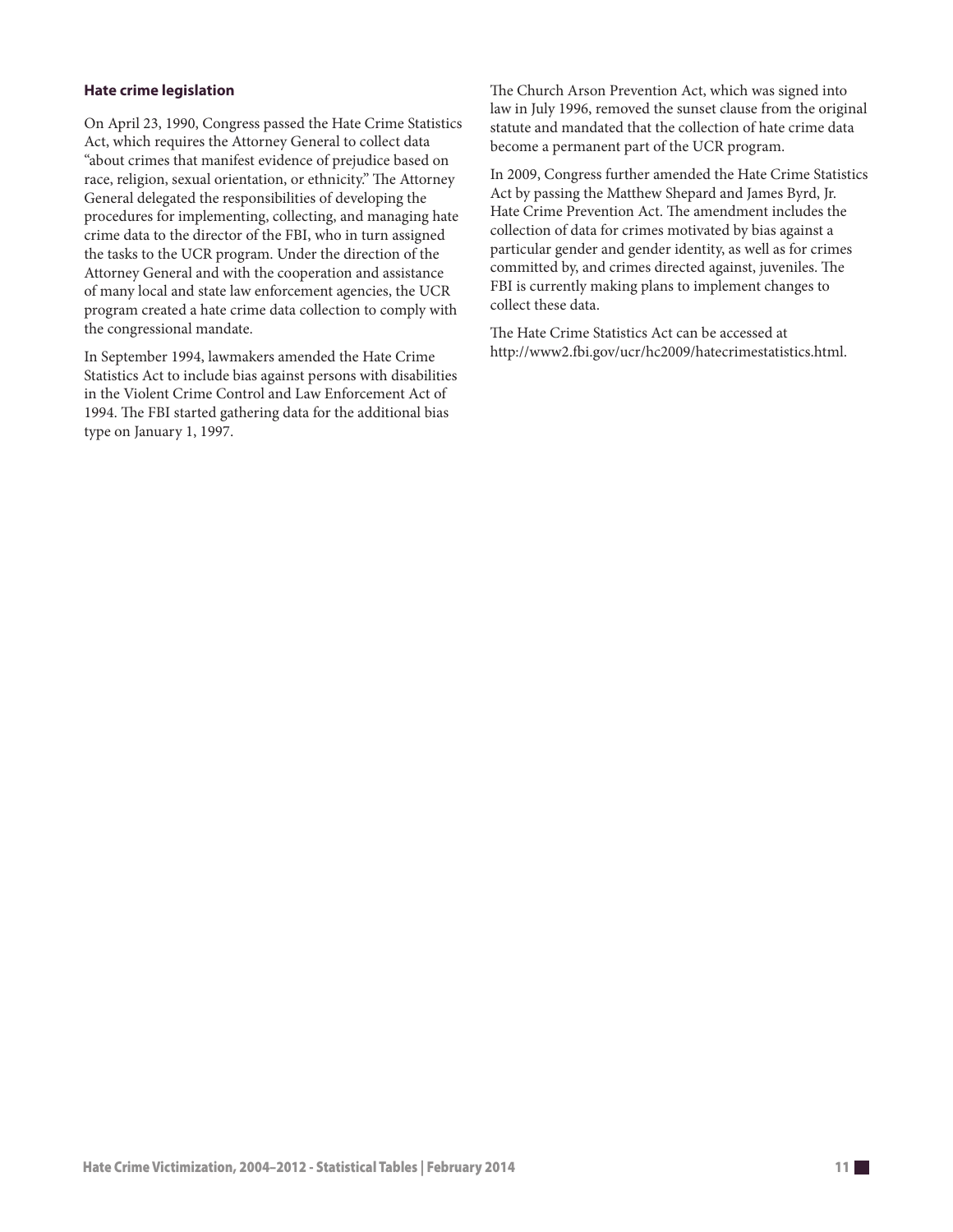### Hate crime legislation

On April 23, 1990, Congress passed the Hate Crime Statistics Act, which requires the Attorney General to collect data "about crimes that manifest evidence of prejudice based on race, religion, sexual orientation, or ethnicity." The Attorney General delegated the responsibilities of developing the procedures for implementing, collecting, and managing hate crime data to the director of the FBI, who in turn assigned the tasks to the UCR program. Under the direction of the Attorney General and with the cooperation and assistance of many local and state law enforcement agencies, the UCR program created a hate crime data collection to comply with the congressional mandate.

In September 1994, lawmakers amended the Hate Crime Statistics Act to include bias against persons with disabilities in the Violent Crime Control and Law Enforcement Act of 1994. The FBI started gathering data for the additional bias type on January 1, 1997.

The Church Arson Prevention Act, which was signed into law in July 1996, removed the sunset clause from the original statute and mandated that the collection of hate crime data become a permanent part of the UCR program.

In 2009, Congress further amended the Hate Crime Statistics Act by passing the Matthew Shepard and James Byrd, Jr. Hate Crime Prevention Act. The amendment includes the collection of data for crimes motivated by bias against a particular gender and gender identity, as well as for crimes committed by, and crimes directed against, juveniles. The FBI is currently making plans to implement changes to collect these data.

The Hate Crime Statistics Act can be accessed at http://www2.fbi.gov/ucr/hc2009/hatecrimestatistics.html.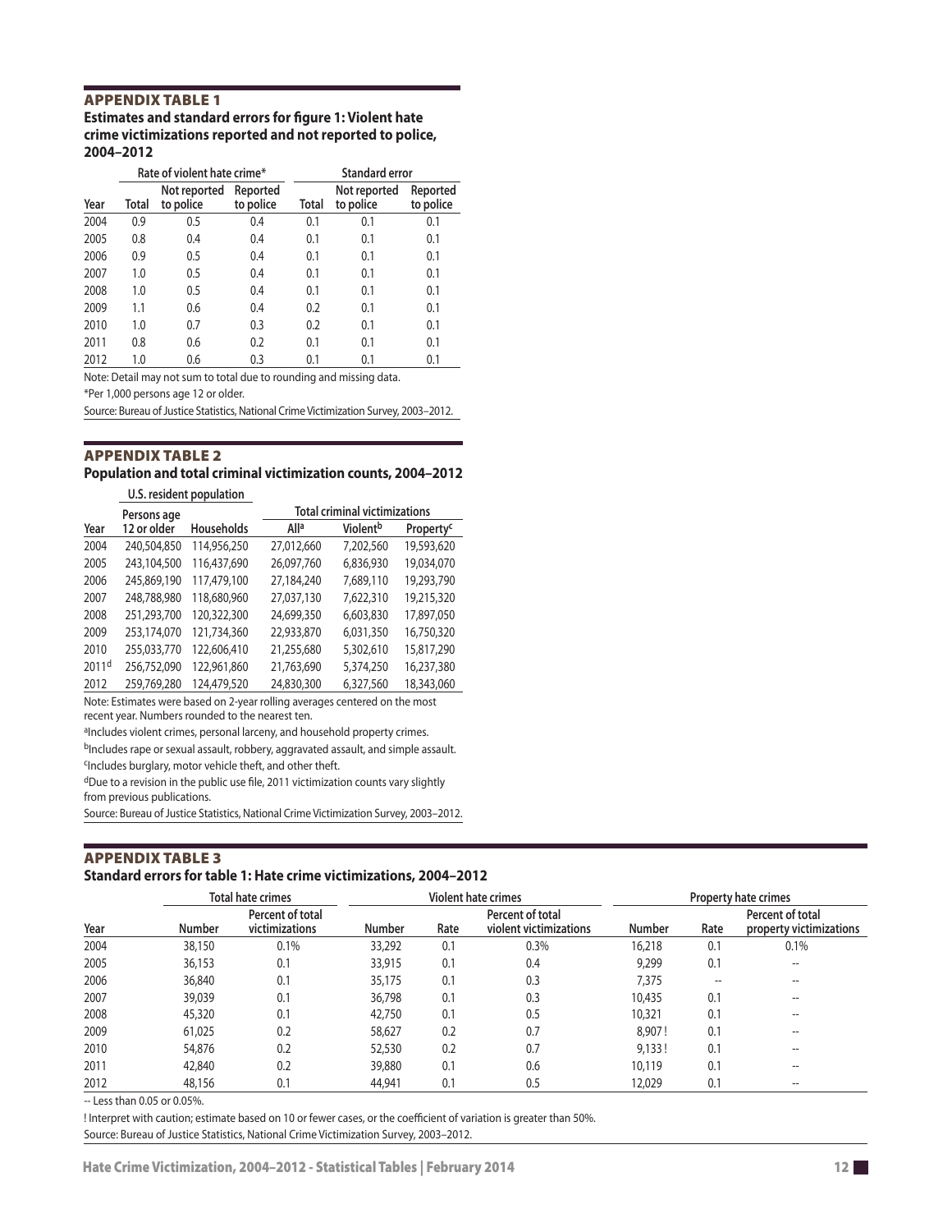## APPENDIX TABLE 1

**Estimates and standard errors for figure 1: Violent hate crime victimizations reported and not reported to police, 2004–2012**

| | Rate of violent hate crime* | | | Standard error | | |
|---|---|---|---|---|---|---|
| Year | Total | Not reported to police | Reported to police | Total | Not reported to police | Reported to police |
| 2004 | 0.9 | 0.5 | 0.4 | 0.1 | 0.1 | 0.1 |
| 2005 | 0.8 | 0.4 | 0.4 | 0.1 | 0.1 | 0.1 |
| 2006 | 0.9 | 0.5 | 0.4 | 0.1 | 0.1 | 0.1 |
| 2007 | 1.0 | 0.5 | 0.4 | 0.1 | 0.1 | 0.1 |
| 2008 | 1.0 | 0.5 | 0.4 | 0.1 | 0.1 | 0.1 |
| 2009 | 1.1 | 0.6 | 0.4 | 0.2 | 0.1 | 0.1 |
| 2010 | 1.0 | 0.7 | 0.3 | 0.2 | 0.1 | 0.1 |
| 2011 | 0.8 | 0.6 | 0.2 | 0.1 | 0.1 | 0.1 |
| 2012 | 1.0 | 0.6 | 0.3 | 0.1 | 0.1 | 0.1 |

Note: Detail may not sum to total due to rounding and missing data.

*Per 1,000 persons age 12 or older.

Source: Bureau of Justice Statistics, National Crime Victimization Survey, 2003–2012.

## APPENDIX TABLE 2

**Population and total criminal victimization counts, 2004–2012**

| | U.S. resident population | | Total criminal victimizations | | |
|---|---|---|---|---|---|
| Year | Persons age 12 or older | Households | All[a] | Violent[b] | Property[c] |
| 2004 | 240,504,850 | 114,956,250 | 27,012,660 | 7,202,560 | 19,593,620 |
| 2005 | 243,104,500 | 116,437,690 | 26,097,760 | 6,836,930 | 19,034,070 |
| 2006 | 245,869,190 | 117,479,100 | 27,184,240 | 7,689,110 | 19,293,790 |
| 2007 | 248,788,980 | 118,680,960 | 27,037,130 | 7,622,310 | 19,215,320 |
| 2008 | 251,293,700 | 120,322,300 | 24,699,350 | 6,603,830 | 17,897,050 |
| 2009 | 253,174,070 | 121,734,360 | 22,933,870 | 6,031,350 | 16,750,320 |
| 2010 | 255,033,770 | 122,606,410 | 21,255,680 | 5,302,610 | 15,817,290 |
| 2011[d] | 256,752,090 | 122,961,860 | 21,763,690 | 5,374,250 | 16,237,380 |
| 2012 | 259,769,280 | 124,479,520 | 24,830,300 | 6,327,560 | 18,343,060 |

Note: Estimates were based on 2-year rolling averages centered on the most recent year. Numbers rounded to the nearest ten.

[a]Includes violent crimes, personal larceny, and household property crimes.

[b]Includes rape or sexual assault, robbery, aggravated assault, and simple assault.

[c]Includes burglary, motor vehicle theft, and other theft.

[d]Due to a revision in the public use file, 2011 victimization counts vary slightly from previous publications.

Source: Bureau of Justice Statistics, National Crime Victimization Survey, 2003–2012.

## APPENDIX TABLE 3

**Standard errors for table 1: Hate crime victimizations, 2004–2012**

| | Total hate crimes | | Violent hate crimes | | | Property hate crimes | | |
|---|---|---|---|---|---|---|---|---|
| Year | Number | Percent of total victimizations | Number | Rate | Percent of total violent victimizations | Number | Rate | Percent of total property victimizations |
| 2004 | 38,150 | 0.1% | 33,292 | 0.1 | 0.3% | 16,218 | 0.1 | 0.1% |
| 2005 | 36,153 | 0.1 | 33,915 | 0.1 | 0.4 | 9,299 | 0.1 | -- |
| 2006 | 36,840 | 0.1 | 35,175 | 0.1 | 0.3 | 7,375 | -- | -- |
| 2007 | 39,039 | 0.1 | 36,798 | 0.1 | 0.3 | 10,435 | 0.1 | -- |
| 2008 | 45,320 | 0.1 | 42,750 | 0.1 | 0.5 | 10,321 | 0.1 | -- |
| 2009 | 61,025 | 0.2 | 58,627 | 0.2 | 0.7 | 8,907 ! | 0.1 | -- |
| 2010 | 54,876 | 0.2 | 52,530 | 0.2 | 0.7 | 9,133 ! | 0.1 | -- |
| 2011 | 42,840 | 0.2 | 39,880 | 0.1 | 0.6 | 10,119 | 0.1 | -- |
| 2012 | 48,156 | 0.1 | 44,941 | 0.1 | 0.5 | 12,029 | 0.1 | -- |

-- Less than 0.05 or 0.05%.

! Interpret with caution; estimate based on 10 or fewer cases, or the coefficient of variation is greater than 50%.

Source: Bureau of Justice Statistics, National Crime Victimization Survey, 2003–2012.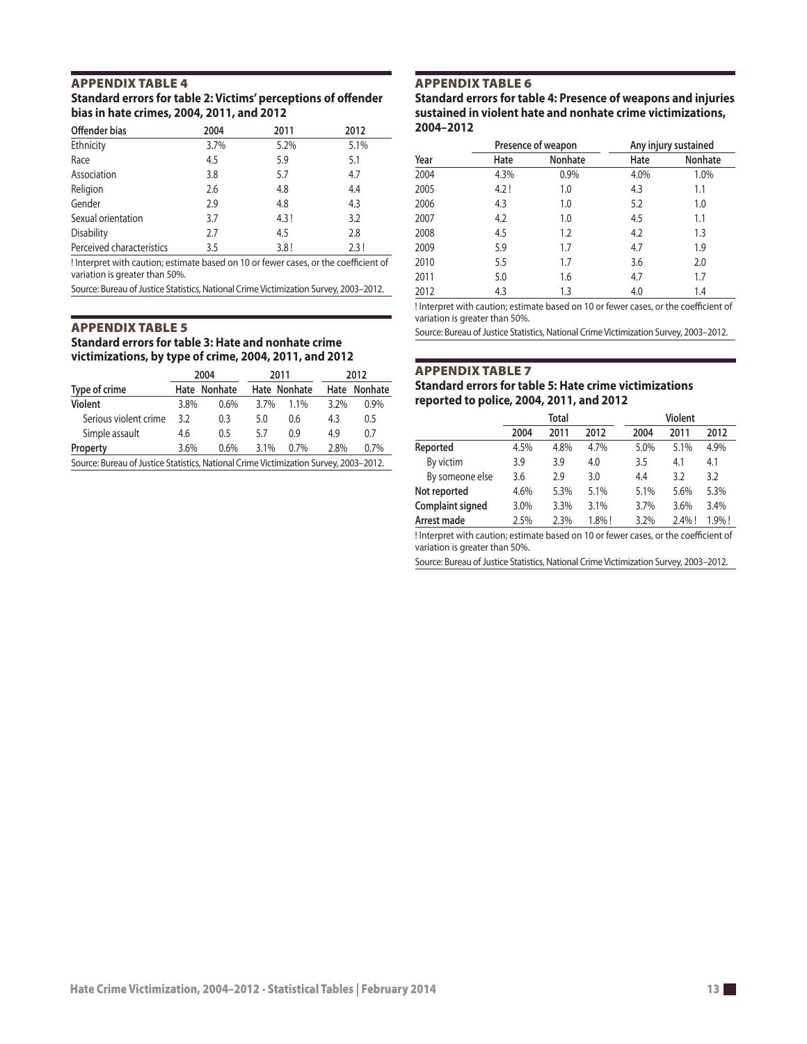## APPENDIX TABLE 4

**Standard errors for table 2: Victims' perceptions of offender bias in hate crimes, 2004, 2011, and 2012**

| Offender bias | 2004 | 2011 | 2012 |
|---|---|---|---|
| Ethnicity | 3.7% | 5.2% | 5.1% |
| Race | 4.5 | 5.9 | 5.1 |
| Association | 3.8 | 5.7 | 4.7 |
| Religion | 2.6 | 4.8 | 4.4 |
| Gender | 2.9 | 4.8 | 4.3 |
| Sexual orientation | 3.7 | 4.3 ! | 3.2 |
| Disability | 2.7 | 4.5 | 2.8 |
| Perceived characteristics | 3.5 | 3.8 ! | 2.3 ! |

! Interpret with caution; estimate based on 10 or fewer cases, or the coefficient of variation is greater than 50%.

Source: Bureau of Justice Statistics, National Crime Victimization Survey, 2003–2012.

## APPENDIX TABLE 5

**Standard errors for table 3: Hate and nonhate crime victimizations, by type of crime, 2004, 2011, and 2012**

| | 2004 | | 2011 | | 2012 | |
|---|---|---|---|---|---|---|
| Type of crime | Hate | Nonhate | Hate | Nonhate | Hate | Nonhate |
| **Violent** | 3.8% | 0.6% | 3.7% | 1.1% | 3.2% | 0.9% |
| Serious violent crime | 3.2 | 0.3 | 5.0 | 0.6 | 4.3 | 0.5 |
| Simple assault | 4.6 | 0.5 | 5.7 | 0.9 | 4.9 | 0.7 |
| **Property** | 3.6% | 0.6% | 3.1% | 0.7% | 2.8% | 0.7% |

Source: Bureau of Justice Statistics, National Crime Victimization Survey, 2003–2012.

## APPENDIX TABLE 6

**Standard errors for table 4: Presence of weapons and injuries sustained in violent hate and nonhate crime victimizations, 2004–2012**

| | Presence of weapon | | Any injury sustained | |
|---|---|---|---|---|
| Year | Hate | Nonhate | Hate | Nonhate |
| 2004 | 4.3% | 0.9% | 4.0% | 1.0% |
| 2005 | 4.2 ! | 1.0 | 4.3 | 1.1 |
| 2006 | 4.3 | 1.0 | 5.2 | 1.0 |
| 2007 | 4.2 | 1.0 | 4.5 | 1.1 |
| 2008 | 4.5 | 1.2 | 4.2 | 1.3 |
| 2009 | 5.9 | 1.7 | 4.7 | 1.9 |
| 2010 | 5.5 | 1.7 | 3.6 | 2.0 |
| 2011 | 5.0 | 1.6 | 4.7 | 1.7 |
| 2012 | 4.3 | 1.3 | 4.0 | 1.4 |

! Interpret with caution; estimate based on 10 or fewer cases, or the coefficient of variation is greater than 50%.

Source: Bureau of Justice Statistics, National Crime Victimization Survey, 2003–2012.

## APPENDIX TABLE 7

**Standard errors for table 5: Hate crime victimizations reported to police, 2004, 2011, and 2012**

| | Total | | | Violent | | |
|---|---|---|---|---|---|---|
| | 2004 | 2011 | 2012 | 2004 | 2011 | 2012 |
| **Reported** | 4.5% | 4.8% | 4.7% | 5.0% | 5.1% | 4.9% |
| By victim | 3.9 | 3.9 | 4.0 | 3.5 | 4.1 | 4.1 |
| By someone else | 3.6 | 2.9 | 3.0 | 4.4 | 3.2 | 3.2 |
| **Not reported** | 4.6% | 5.3% | 5.1% | 5.1% | 5.6% | 5.3% |
| **Complaint signed** | 3.0% | 3.3% | 3.1% | 3.7% | 3.6% | 3.4% |
| **Arrest made** | 2.5% | 2.3% | 1.8% ! | 3.2% | 2.4% ! | 1.9% ! |

! Interpret with caution; estimate based on 10 or fewer cases, or the coefficient of variation is greater than 50%.

Source: Bureau of Justice Statistics, National Crime Victimization Survey, 2003–2012.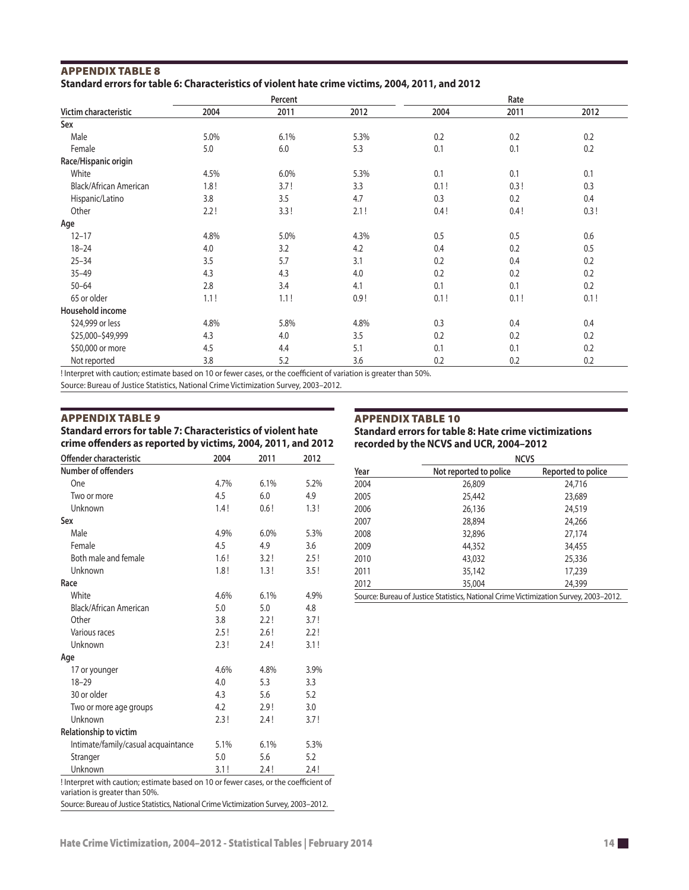## APPENDIX TABLE 8

**Standard errors for table 6: Characteristics of violent hate crime victims, 2004, 2011, and 2012**

| Victim characteristic | Percent | | | Rate | | |
|---|---|---|---|---|---|---|
| | 2004 | 2011 | 2012 | 2004 | 2011 | 2012 |
| **Sex** | | | | | | |
| Male | 5.0% | 6.1% | 5.3% | 0.2 | 0.2 | 0.2 |
| Female | 5.0 | 6.0 | 5.3 | 0.1 | 0.1 | 0.2 |
| **Race/Hispanic origin** | | | | | | |
| White | 4.5% | 6.0% | 5.3% | 0.1 | 0.1 | 0.1 |
| Black/African American | 1.8 ! | 3.7 ! | 3.3 | 0.1 ! | 0.3 ! | 0.3 |
| Hispanic/Latino | 3.8 | 3.5 | 4.7 | 0.3 | 0.2 | 0.4 |
| Other | 2.2 ! | 3.3 ! | 2.1 ! | 0.4 ! | 0.4 ! | 0.3 ! |
| **Age** | | | | | | |
| 12–17 | 4.8% | 5.0% | 4.3% | 0.5 | 0.5 | 0.6 |
| 18–24 | 4.0 | 3.2 | 4.2 | 0.4 | 0.2 | 0.5 |
| 25–34 | 3.5 | 5.7 | 3.1 | 0.2 | 0.4 | 0.2 |
| 35–49 | 4.3 | 4.3 | 4.0 | 0.2 | 0.2 | 0.2 |
| 50–64 | 2.8 | 3.4 | 4.1 | 0.1 | 0.1 | 0.2 |
| 65 or older | 1.1 ! | 1.1 ! | 0.9 ! | 0.1 ! | 0.1 ! | 0.1 ! |
| **Household income** | | | | | | |
| $24,999 or less | 4.8% | 5.8% | 4.8% | 0.3 | 0.4 | 0.4 |
| $25,000–$49,999 | 4.3 | 4.0 | 3.5 | 0.2 | 0.2 | 0.2 |
| $50,000 or more | 4.5 | 4.4 | 5.1 | 0.1 | 0.1 | 0.2 |
| Not reported | 3.8 | 5.2 | 3.6 | 0.2 | 0.2 | 0.2 |

! Interpret with caution; estimate based on 10 or fewer cases, or the coefficient of variation is greater than 50%.

Source: Bureau of Justice Statistics, National Crime Victimization Survey, 2003–2012.

## APPENDIX TABLE 9

**Standard errors for table 7: Characteristics of violent hate crime offenders as reported by victims, 2004, 2011, and 2012**

| Offender characteristic | 2004 | 2011 | 2012 |
|---|---|---|---|
| **Number of offenders** | | | |
| One | 4.7% | 6.1% | 5.2% |
| Two or more | 4.5 | 6.0 | 4.9 |
| Unknown | 1.4 ! | 0.6 ! | 1.3 ! |
| **Sex** | | | |
| Male | 4.9% | 6.0% | 5.3% |
| Female | 4.5 | 4.9 | 3.6 |
| Both male and female | 1.6 ! | 3.2 ! | 2.5 ! |
| Unknown | 1.8 ! | 1.3 ! | 3.5 ! |
| **Race** | | | |
| White | 4.6% | 6.1% | 4.9% |
| Black/African American | 5.0 | 5.0 | 4.8 |
| Other | 3.8 | 2.2 ! | 3.7 ! |
| Various races | 2.5 ! | 2.6 ! | 2.2 ! |
| Unknown | 2.3 ! | 2.4 ! | 3.1 ! |
| **Age** | | | |
| 17 or younger | 4.6% | 4.8% | 3.9% |
| 18–29 | 4.0 | 5.3 | 3.3 |
| 30 or older | 4.3 | 5.6 | 5.2 |
| Two or more age groups | 4.2 | 2.9 ! | 3.0 |
| Unknown | 2.3 ! | 2.4 ! | 3.7 ! |
| **Relationship to victim** | | | |
| Intimate/family/casual acquaintance | 5.1% | 6.1% | 5.3% |
| Stranger | 5.0 | 5.6 | 5.2 |
| Unknown | 3.1 ! | 2.4 ! | 2.4 ! |

! Interpret with caution; estimate based on 10 or fewer cases, or the coefficient of variation is greater than 50%.

Source: Bureau of Justice Statistics, National Crime Victimization Survey, 2003–2012.

## APPENDIX TABLE 10

**Standard errors for table 8: Hate crime victimizations recorded by the NCVS and UCR, 2004–2012**

| Year | NCVS | |
|---|---|---|
| | Not reported to police | Reported to police |
| 2004 | 26,809 | 24,716 |
| 2005 | 25,442 | 23,689 |
| 2006 | 26,136 | 24,519 |
| 2007 | 28,894 | 24,266 |
| 2008 | 32,896 | 27,174 |
| 2009 | 44,352 | 34,455 |
| 2010 | 43,032 | 25,336 |
| 2011 | 35,142 | 17,239 |
| 2012 | 35,004 | 24,399 |

Source: Bureau of Justice Statistics, National Crime Victimization Survey, 2003–2012.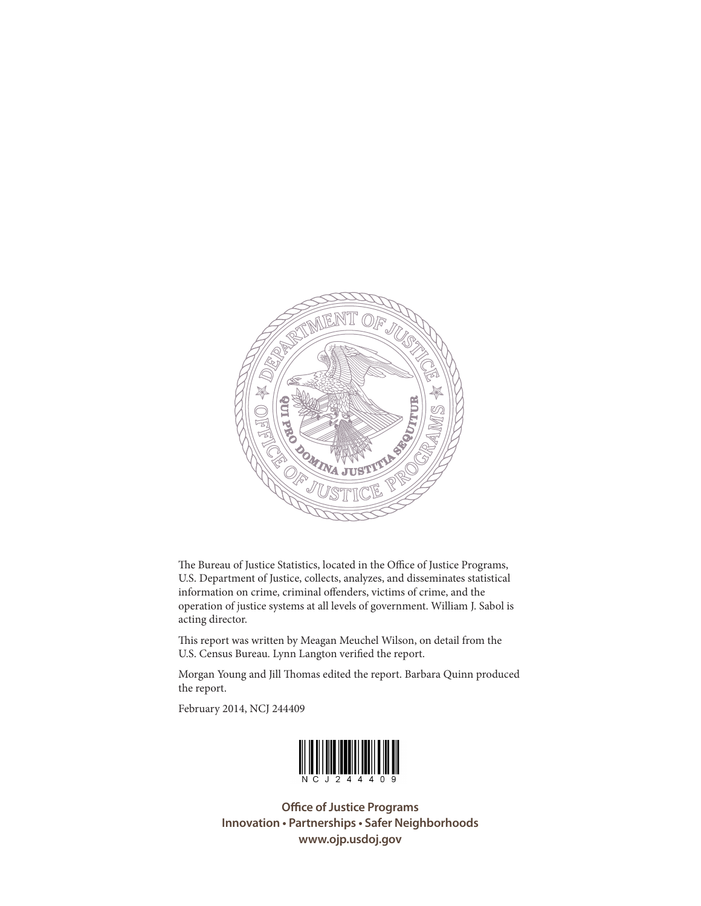The Bureau of Justice Statistics, located in the Office of Justice Programs, U.S. Department of Justice, collects, analyzes, and disseminates statistical information on crime, criminal offenders, victims of crime, and the operation of justice systems at all levels of government. William J. Sabol is acting director.

This report was written by Meagan Meuchel Wilson, on detail from the U.S. Census Bureau. Lynn Langton verified the report.

Morgan Young and Jill Thomas edited the report. Barbara Quinn produced the report.

February 2014, NCJ 244409

NCJ244409

**Office of Justice Programs**
**Innovation • Partnerships • Safer Neighborhoods**
**www.ojp.usdoj.gov**